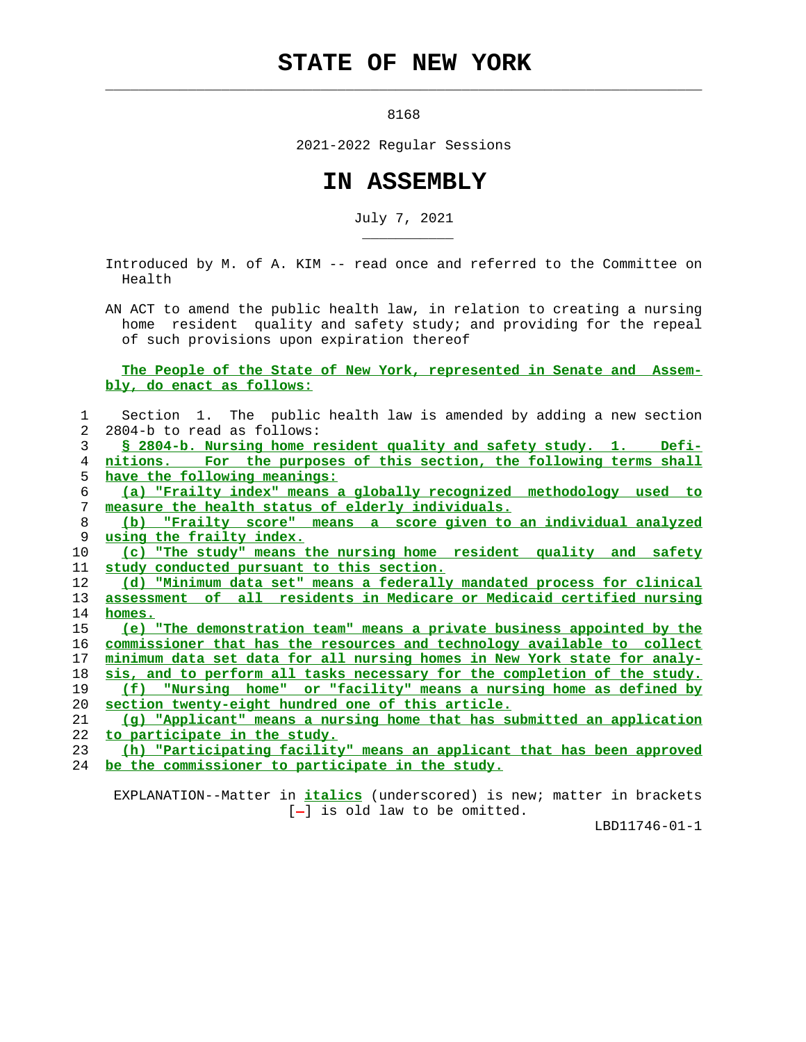# STATE OF NEW YORK

8168

2021-2022 Regular Sessions

# IN ASSEMBLY

July 7, 2021

Introduced by M. of A. KIM -- read once and referred to the Committee on Health

AN ACT to amend the public health law, in relation to creating a nursing home resident quality and safety study; and providing for the repeal of such provisions upon expiration thereof

**The People of the State of New York, represented in Senate and Assembly, do enact as follows:**

Section 1. The public health law is amended by adding a new section 2804-b to read as follows:

§ 2804-b. Nursing home resident quality and safety study. 1. Definitions. For the purposes of this section, the following terms shall have the following meanings:

(a) "Frailty index" means a globally recognized methodology used to measure the health status of elderly individuals.

(b) "Frailty score" means a score given to an individual analyzed using the frailty index.

(c) "The study" means the nursing home resident quality and safety study conducted pursuant to this section.

(d) "Minimum data set" means a federally mandated process for clinical assessment of all residents in Medicare or Medicaid certified nursing homes.

(e) "The demonstration team" means a private business appointed by the commissioner that has the resources and technology available to collect minimum data set data for all nursing homes in New York state for analysis, and to perform all tasks necessary for the completion of the study.

(f) "Nursing home" or "facility" means a nursing home as defined by section twenty-eight hundred one of this article.

(g) "Applicant" means a nursing home that has submitted an application to participate in the study.

(h) "Participating facility" means an applicant that has been approved be the commissioner to participate in the study.

EXPLANATION--Matter in *italics* (underscored) is new; matter in brackets [ ] is old law to be omitted.

LBD11746-01-1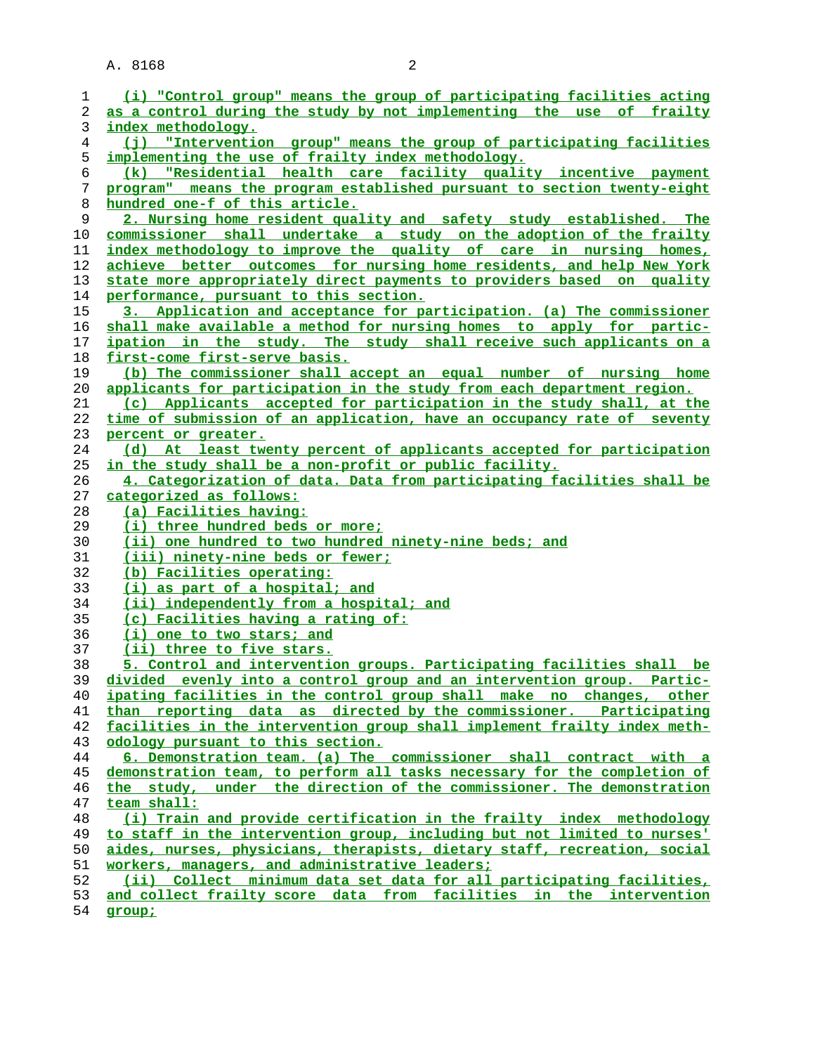(i) "Control group" means the group of participating facilities acting as a control during the study by not implementing the use of frailty index methodology.

(j) "Intervention group" means the group of participating facilities implementing the use of frailty index methodology.

(k) "Residential health care facility quality incentive payment program" means the program established pursuant to section twenty-eight hundred one-f of this article.

2. Nursing home resident quality and safety study established. The commissioner shall undertake a study on the adoption of the frailty index methodology to improve the quality of care in nursing homes, achieve better outcomes for nursing home residents, and help New York state more appropriately direct payments to providers based on quality performance, pursuant to this section.

3. Application and acceptance for participation. (a) The commissioner shall make available a method for nursing homes to apply for participation in the study. The study shall receive such applicants on a first-come first-serve basis.

(b) The commissioner shall accept an equal number of nursing home applicants for participation in the study from each department region.

(c) Applicants accepted for participation in the study shall, at the time of submission of an application, have an occupancy rate of seventy percent or greater.

(d) At least twenty percent of applicants accepted for participation in the study shall be a non-profit or public facility.

4. Categorization of data. Data from participating facilities shall be categorized as follows:

(a) Facilities having:

(i) three hundred beds or more;

(ii) one hundred to two hundred ninety-nine beds; and

(iii) ninety-nine beds or fewer;

(b) Facilities operating:

(i) as part of a hospital; and

(ii) independently from a hospital; and

(c) Facilities having a rating of:

(i) one to two stars; and

(ii) three to five stars.

5. Control and intervention groups. Participating facilities shall be divided evenly into a control group and an intervention group. Participating facilities in the control group shall make no changes, other than reporting data as directed by the commissioner. Participating facilities in the intervention group shall implement frailty index methodology pursuant to this section.

6. Demonstration team. (a) The commissioner shall contract with a demonstration team, to perform all tasks necessary for the completion of the study, under the direction of the commissioner. The demonstration team shall:

(i) Train and provide certification in the frailty index methodology to staff in the intervention group, including but not limited to nurses' aides, nurses, physicians, therapists, dietary staff, recreation, social workers, managers, and administrative leaders;

(ii) Collect minimum data set data for all participating facilities, and collect frailty score data from facilities in the intervention group;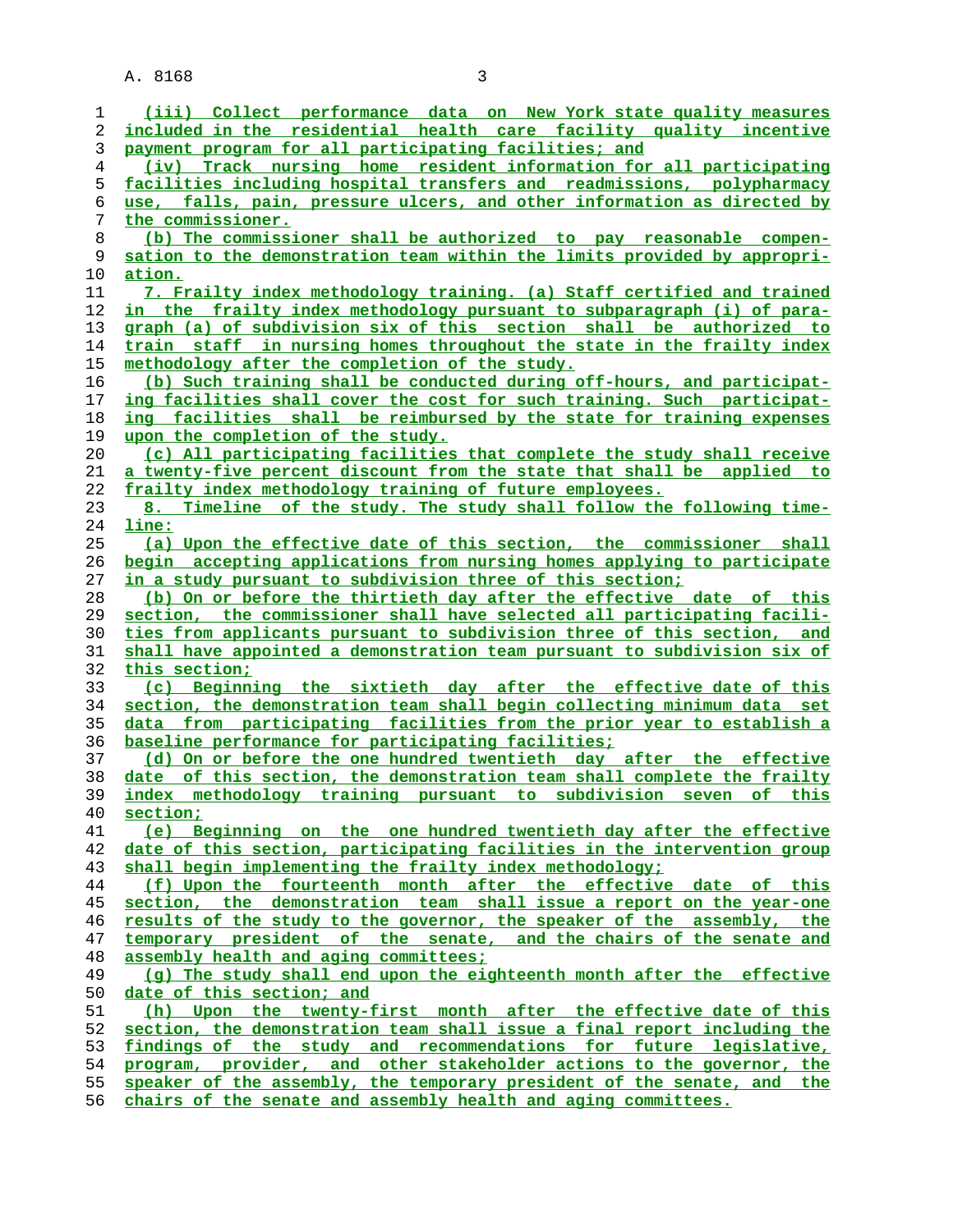(iii) Collect performance data on New York state quality measures included in the residential health care facility quality incentive payment program for all participating facilities; and

(iv) Track nursing home resident information for all participating facilities including hospital transfers and readmissions, polypharmacy use, falls, pain, pressure ulcers, and other information as directed by the commissioner.

(b) The commissioner shall be authorized to pay reasonable compensation to the demonstration team within the limits provided by appropriation.

7. Frailty index methodology training. (a) Staff certified and trained in the frailty index methodology pursuant to subparagraph (i) of paragraph (a) of subdivision six of this section shall be authorized to train staff in nursing homes throughout the state in the frailty index methodology after the completion of the study.

(b) Such training shall be conducted during off-hours, and participating facilities shall cover the cost for such training. Such participating facilities shall be reimbursed by the state for training expenses upon the completion of the study.

(c) All participating facilities that complete the study shall receive a twenty-five percent discount from the state that shall be applied to frailty index methodology training of future employees.

8. Timeline of the study. The study shall follow the following timeline:

(a) Upon the effective date of this section, the commissioner shall begin accepting applications from nursing homes applying to participate in a study pursuant to subdivision three of this section;

(b) On or before the thirtieth day after the effective date of this section, the commissioner shall have selected all participating facilities from applicants pursuant to subdivision three of this section, and shall have appointed a demonstration team pursuant to subdivision six of this section;

(c) Beginning the sixtieth day after the effective date of this section, the demonstration team shall begin collecting minimum data set data from participating facilities from the prior year to establish a baseline performance for participating facilities;

(d) On or before the one hundred twentieth day after the effective date of this section, the demonstration team shall complete the frailty index methodology training pursuant to subdivision seven of this section;

(e) Beginning on the one hundred twentieth day after the effective date of this section, participating facilities in the intervention group shall begin implementing the frailty index methodology;

(f) Upon the fourteenth month after the effective date of this section, the demonstration team shall issue a report on the year-one results of the study to the governor, the speaker of the assembly, the temporary president of the senate, and the chairs of the senate and assembly health and aging committees;

(g) The study shall end upon the eighteenth month after the effective date of this section; and

(h) Upon the twenty-first month after the effective date of this section, the demonstration team shall issue a final report including the findings of the study and recommendations for future legislative, program, provider, and other stakeholder actions to the governor, the speaker of the assembly, the temporary president of the senate, and the chairs of the senate and assembly health and aging committees.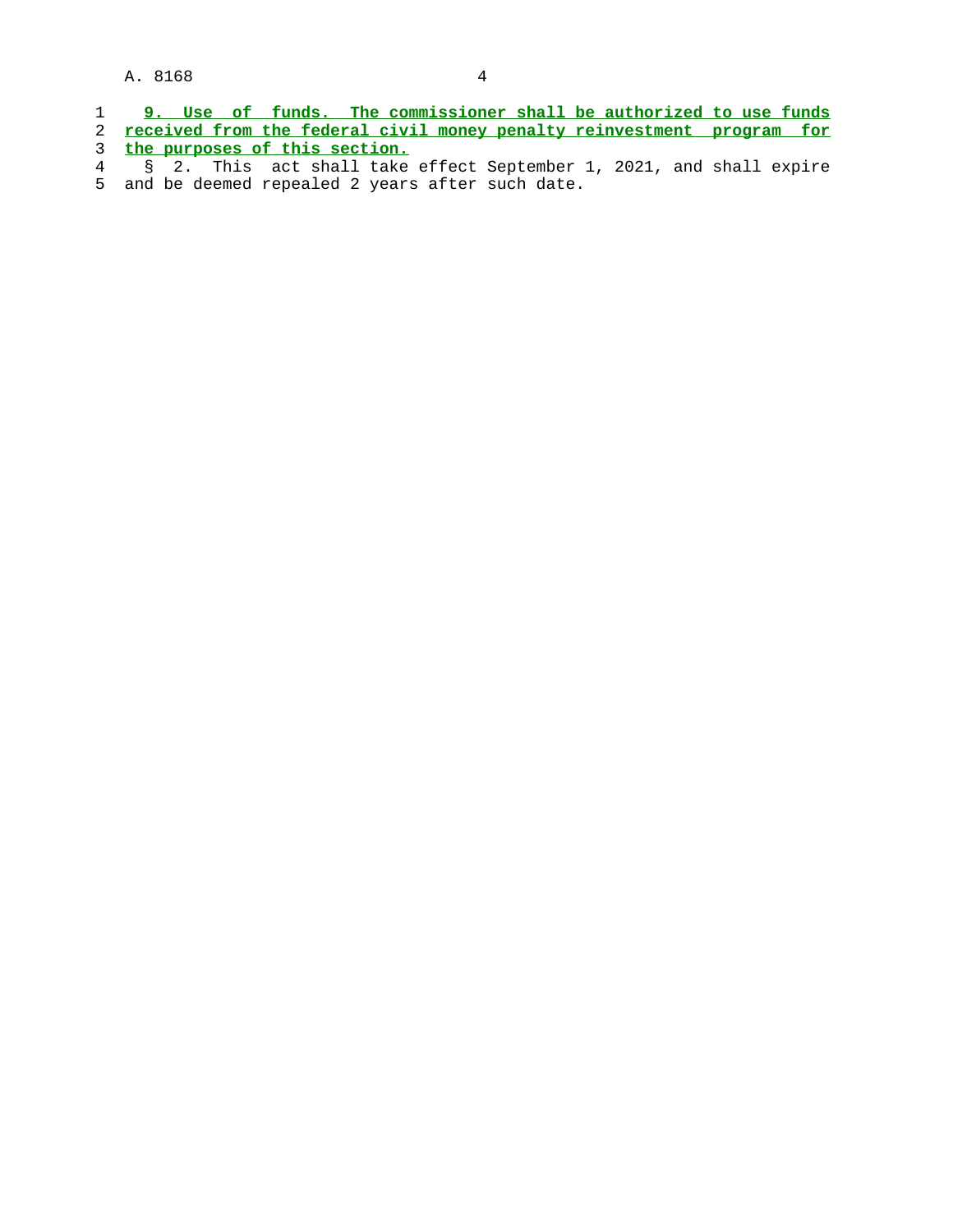9. Use of funds. The commissioner shall be authorized to use funds received from the federal civil money penalty reinvestment program for the purposes of this section.

§ 2. This act shall take effect September 1, 2021, and shall expire and be deemed repealed 2 years after such date.